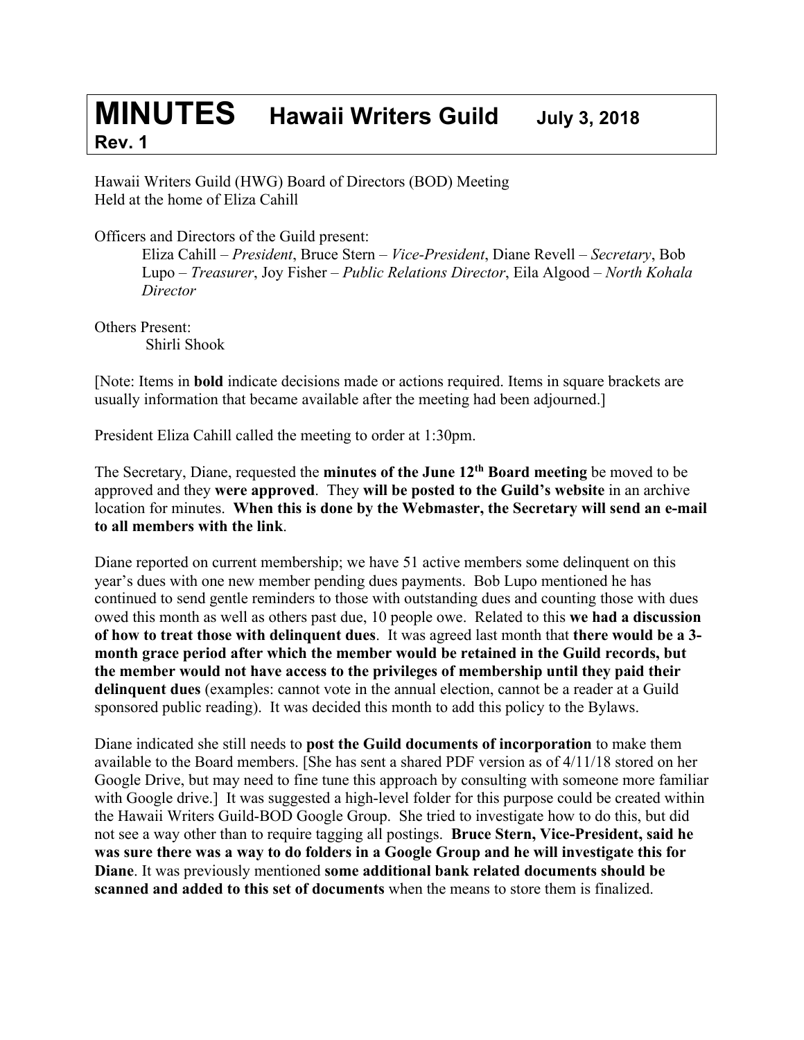# MINUTES Hawaii Writers Guild July 3, 2018 Rev. 1

Hawaii Writers Guild (HWG) Board of Directors (BOD) Meeting
Held at the home of Eliza Cahill

Officers and Directors of the Guild present:

> Eliza Cahill – *President*, Bruce Stern – *Vice-President*, Diane Revell – *Secretary*, Bob Lupo – *Treasurer*, Joy Fisher – *Public Relations Director*, Eila Algood – *North Kohala Director*

Others Present:

> Shirli Shook

[Note: Items in **bold** indicate decisions made or actions required. Items in square brackets are usually information that became available after the meeting had been adjourned.]

President Eliza Cahill called the meeting to order at 1:30pm.

The Secretary, Diane, requested the **minutes of the June 12th Board meeting** be moved to be approved and they **were approved**. They **will be posted to the Guild's website** in an archive location for minutes. **When this is done by the Webmaster, the Secretary will send an e-mail to all members with the link**.

Diane reported on current membership; we have 51 active members some delinquent on this year's dues with one new member pending dues payments. Bob Lupo mentioned he has continued to send gentle reminders to those with outstanding dues and counting those with dues owed this month as well as others past due, 10 people owe. Related to this **we had a discussion of how to treat those with delinquent dues**. It was agreed last month that **there would be a 3-month grace period after which the member would be retained in the Guild records, but the member would not have access to the privileges of membership until they paid their delinquent dues** (examples: cannot vote in the annual election, cannot be a reader at a Guild sponsored public reading). It was decided this month to add this policy to the Bylaws.

Diane indicated she still needs to **post the Guild documents of incorporation** to make them available to the Board members. [She has sent a shared PDF version as of 4/11/18 stored on her Google Drive, but may need to fine tune this approach by consulting with someone more familiar with Google drive.] It was suggested a high-level folder for this purpose could be created within the Hawaii Writers Guild-BOD Google Group. She tried to investigate how to do this, but did not see a way other than to require tagging all postings. **Bruce Stern, Vice-President, said he was sure there was a way to do folders in a Google Group and he will investigate this for Diane**. It was previously mentioned **some additional bank related documents should be scanned and added to this set of documents** when the means to store them is finalized.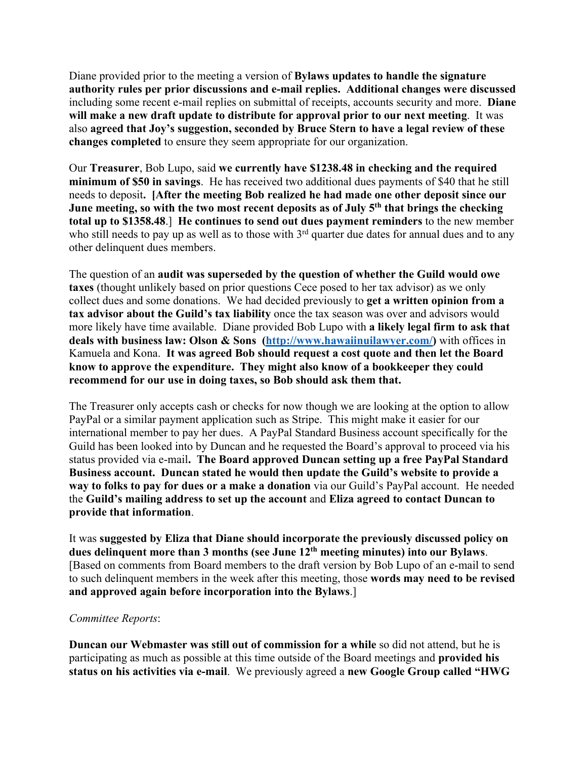Diane provided prior to the meeting a version of **Bylaws updates to handle the signature authority rules per prior discussions and e-mail replies. Additional changes were discussed** including some recent e-mail replies on submittal of receipts, accounts security and more. **Diane will make a new draft update to distribute for approval prior to our next meeting**. It was also **agreed that Joy's suggestion, seconded by Bruce Stern to have a legal review of these changes completed** to ensure they seem appropriate for our organization.

Our **Treasurer**, Bob Lupo, said **we currently have $1238.48 in checking and the required minimum of $50 in savings**. He has received two additional dues payments of $40 that he still needs to deposit**. [After the meeting Bob realized he had made one other deposit since our June meeting, so with the two most recent deposits as of July 5th that brings the checking total up to $1358.48**.] **He continues to send out dues payment reminders** to the new member who still needs to pay up as well as to those with 3rd quarter due dates for annual dues and to any other delinquent dues members.

The question of an **audit was superseded by the question of whether the Guild would owe taxes** (thought unlikely based on prior questions Cece posed to her tax advisor) as we only collect dues and some donations. We had decided previously to **get a written opinion from a tax advisor about the Guild's tax liability** once the tax season was over and advisors would more likely have time available. Diane provided Bob Lupo with **a likely legal firm to ask that deals with business law: Olson & Sons ([http://www.hawaiinuilawyer.com/](http://www.hawaiinuilawyer.com/))** with offices in Kamuela and Kona. **It was agreed Bob should request a cost quote and then let the Board know to approve the expenditure. They might also know of a bookkeeper they could recommend for our use in doing taxes, so Bob should ask them that.**

The Treasurer only accepts cash or checks for now though we are looking at the option to allow PayPal or a similar payment application such as Stripe. This might make it easier for our international member to pay her dues. A PayPal Standard Business account specifically for the Guild has been looked into by Duncan and he requested the Board's approval to proceed via his status provided via e-mail**. The Board approved Duncan setting up a free PayPal Standard Business account. Duncan stated he would then update the Guild's website to provide a way to folks to pay for dues or a make a donation** via our Guild's PayPal account. He needed the **Guild's mailing address to set up the account** and **Eliza agreed to contact Duncan to provide that information**.

It was **suggested by Eliza that Diane should incorporate the previously discussed policy on dues delinquent more than 3 months (see June 12th meeting minutes) into our Bylaws**. [Based on comments from Board members to the draft version by Bob Lupo of an e-mail to send to such delinquent members in the week after this meeting, those **words may need to be revised and approved again before incorporation into the Bylaws**.]

*Committee Reports*:

**Duncan our Webmaster was still out of commission for a while** so did not attend, but he is participating as much as possible at this time outside of the Board meetings and **provided his status on his activities via e-mail**. We previously agreed a **new Google Group called "HWG**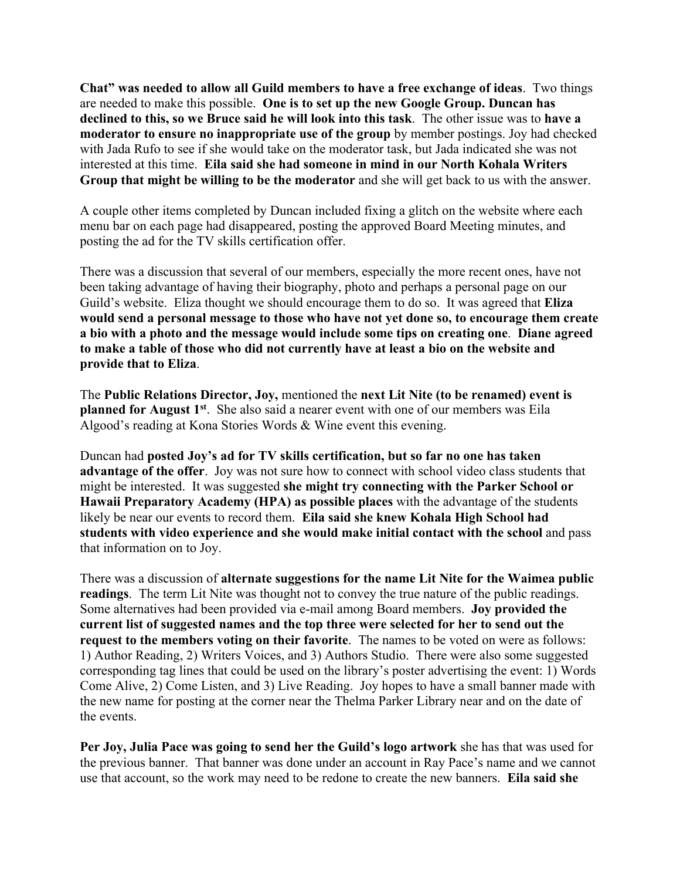**Chat" was needed to allow all Guild members to have a free exchange of ideas**. Two things are needed to make this possible. **One is to set up the new Google Group. Duncan has declined to this, so we Bruce said he will look into this task**. The other issue was to **have a moderator to ensure no inappropriate use of the group** by member postings. Joy had checked with Jada Rufo to see if she would take on the moderator task, but Jada indicated she was not interested at this time. **Eila said she had someone in mind in our North Kohala Writers Group that might be willing to be the moderator** and she will get back to us with the answer.

A couple other items completed by Duncan included fixing a glitch on the website where each menu bar on each page had disappeared, posting the approved Board Meeting minutes, and posting the ad for the TV skills certification offer.

There was a discussion that several of our members, especially the more recent ones, have not been taking advantage of having their biography, photo and perhaps a personal page on our Guild's website. Eliza thought we should encourage them to do so. It was agreed that **Eliza would send a personal message to those who have not yet done so, to encourage them create a bio with a photo and the message would include some tips on creating one**. **Diane agreed to make a table of those who did not currently have at least a bio on the website and provide that to Eliza**.

The **Public Relations Director, Joy,** mentioned the **next Lit Nite (to be renamed) event is planned for August 1st**. She also said a nearer event with one of our members was Eila Algood's reading at Kona Stories Words & Wine event this evening.

Duncan had **posted Joy's ad for TV skills certification, but so far no one has taken advantage of the offer**. Joy was not sure how to connect with school video class students that might be interested. It was suggested **she might try connecting with the Parker School or Hawaii Preparatory Academy (HPA) as possible places** with the advantage of the students likely be near our events to record them. **Eila said she knew Kohala High School had students with video experience and she would make initial contact with the school** and pass that information on to Joy.

There was a discussion of **alternate suggestions for the name Lit Nite for the Waimea public readings**. The term Lit Nite was thought not to convey the true nature of the public readings. Some alternatives had been provided via e-mail among Board members. **Joy provided the current list of suggested names and the top three were selected for her to send out the request to the members voting on their favorite**. The names to be voted on were as follows: 1) Author Reading, 2) Writers Voices, and 3) Authors Studio. There were also some suggested corresponding tag lines that could be used on the library's poster advertising the event: 1) Words Come Alive, 2) Come Listen, and 3) Live Reading. Joy hopes to have a small banner made with the new name for posting at the corner near the Thelma Parker Library near and on the date of the events.

**Per Joy, Julia Pace was going to send her the Guild's logo artwork** she has that was used for the previous banner. That banner was done under an account in Ray Pace's name and we cannot use that account, so the work may need to be redone to create the new banners. **Eila said she**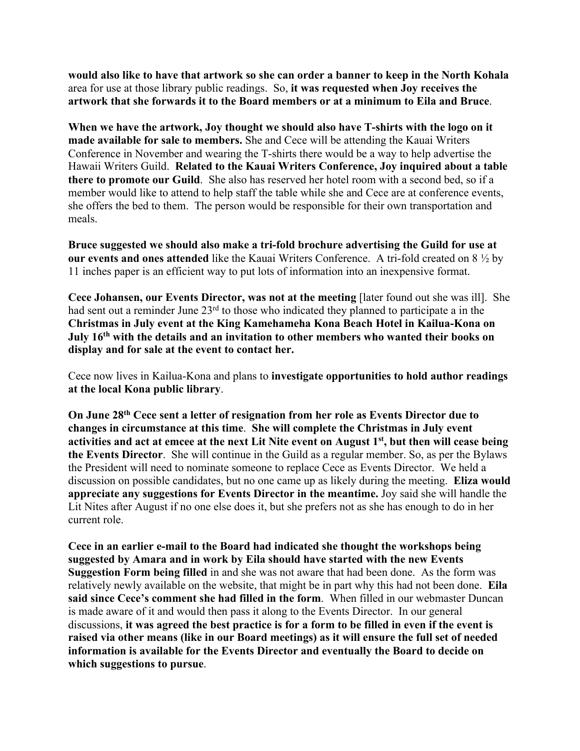**would also like to have that artwork so she can order a banner to keep in the North Kohala** area for use at those library public readings. So, **it was requested when Joy receives the artwork that she forwards it to the Board members or at a minimum to Eila and Bruce**.

**When we have the artwork, Joy thought we should also have T-shirts with the logo on it made available for sale to members.** She and Cece will be attending the Kauai Writers Conference in November and wearing the T-shirts there would be a way to help advertise the Hawaii Writers Guild. **Related to the Kauai Writers Conference, Joy inquired about a table there to promote our Guild**. She also has reserved her hotel room with a second bed, so if a member would like to attend to help staff the table while she and Cece are at conference events, she offers the bed to them. The person would be responsible for their own transportation and meals.

**Bruce suggested we should also make a tri-fold brochure advertising the Guild for use at our events and ones attended** like the Kauai Writers Conference. A tri-fold created on 8 ½ by 11 inches paper is an efficient way to put lots of information into an inexpensive format.

**Cece Johansen, our Events Director, was not at the meeting** [later found out she was ill]. She had sent out a reminder June 23rd to those who indicated they planned to participate a in the **Christmas in July event at the King Kamehameha Kona Beach Hotel in Kailua-Kona on July 16th with the details and an invitation to other members who wanted their books on display and for sale at the event to contact her.**

Cece now lives in Kailua-Kona and plans to **investigate opportunities to hold author readings at the local Kona public library**.

**On June 28th Cece sent a letter of resignation from her role as Events Director due to changes in circumstance at this time**. **She will complete the Christmas in July event activities and act at emcee at the next Lit Nite event on August 1st, but then will cease being the Events Director**. She will continue in the Guild as a regular member. So, as per the Bylaws the President will need to nominate someone to replace Cece as Events Director. We held a discussion on possible candidates, but no one came up as likely during the meeting. **Eliza would appreciate any suggestions for Events Director in the meantime.** Joy said she will handle the Lit Nites after August if no one else does it, but she prefers not as she has enough to do in her current role.

**Cece in an earlier e-mail to the Board had indicated she thought the workshops being suggested by Amara and in work by Eila should have started with the new Events Suggestion Form being filled** in and she was not aware that had been done. As the form was relatively newly available on the website, that might be in part why this had not been done. **Eila said since Cece's comment she had filled in the form**. When filled in our webmaster Duncan is made aware of it and would then pass it along to the Events Director. In our general discussions, **it was agreed the best practice is for a form to be filled in even if the event is raised via other means (like in our Board meetings) as it will ensure the full set of needed information is available for the Events Director and eventually the Board to decide on which suggestions to pursue**.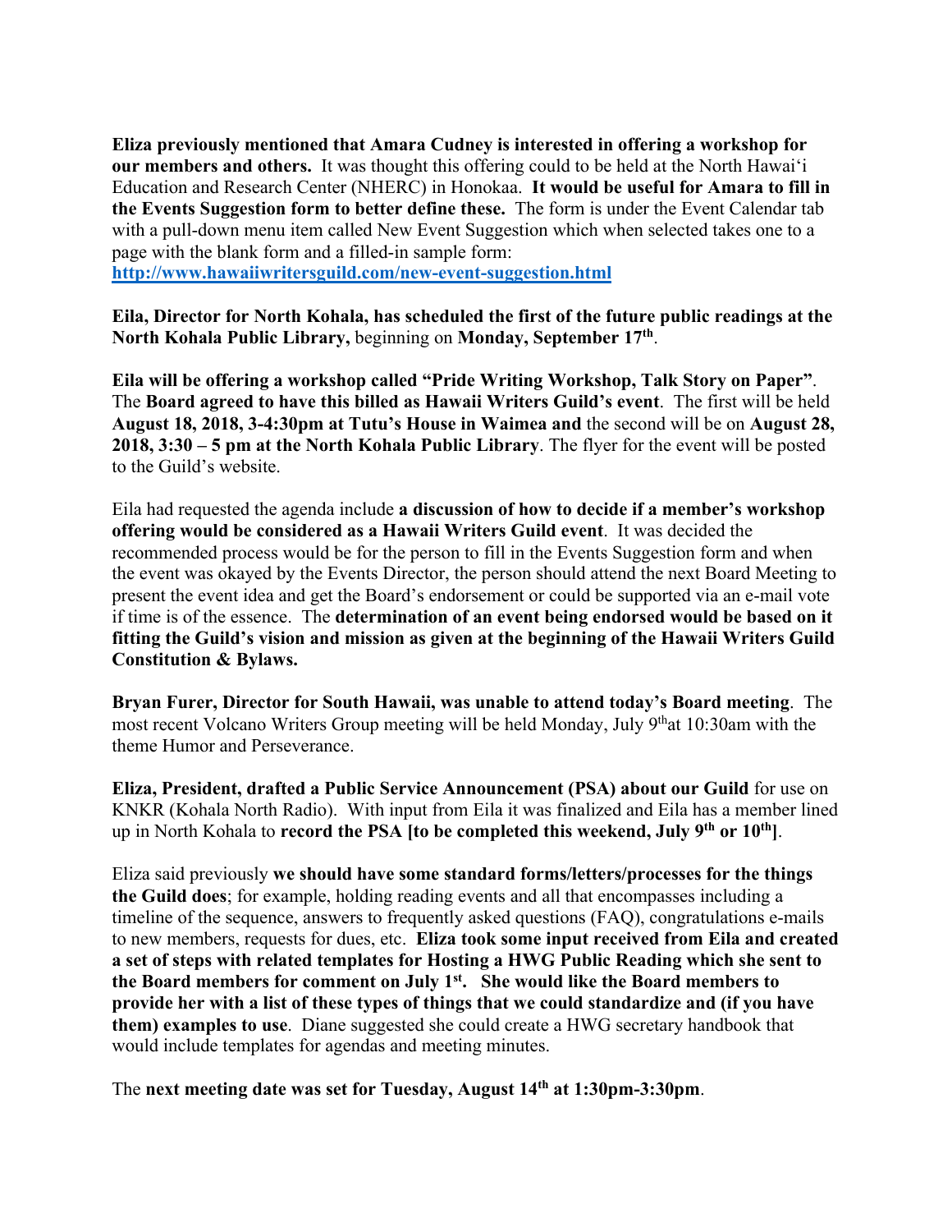**Eliza previously mentioned that Amara Cudney is interested in offering a workshop for our members and others.** It was thought this offering could to be held at the North Hawaiʻi Education and Research Center (NHERC) in Honokaa. **It would be useful for Amara to fill in the Events Suggestion form to better define these.** The form is under the Event Calendar tab with a pull-down menu item called New Event Suggestion which when selected takes one to a page with the blank form and a filled-in sample form: **http://www.hawaiiwritersguild.com/new-event-suggestion.html**

**Eila, Director for North Kohala, has scheduled the first of the future public readings at the North Kohala Public Library,** beginning on **Monday, September 17th**.

**Eila will be offering a workshop called "Pride Writing Workshop, Talk Story on Paper"**. The **Board agreed to have this billed as Hawaii Writers Guild's event**. The first will be held **August 18, 2018, 3-4:30pm at Tutu's House in Waimea and** the second will be on **August 28, 2018, 3:30 – 5 pm at the North Kohala Public Library**. The flyer for the event will be posted to the Guild's website.

Eila had requested the agenda include **a discussion of how to decide if a member's workshop offering would be considered as a Hawaii Writers Guild event**. It was decided the recommended process would be for the person to fill in the Events Suggestion form and when the event was okayed by the Events Director, the person should attend the next Board Meeting to present the event idea and get the Board's endorsement or could be supported via an e-mail vote if time is of the essence. The **determination of an event being endorsed would be based on it fitting the Guild's vision and mission as given at the beginning of the Hawaii Writers Guild Constitution & Bylaws.**

**Bryan Furer, Director for South Hawaii, was unable to attend today's Board meeting**. The most recent Volcano Writers Group meeting will be held Monday, July 9th at 10:30am with the theme Humor and Perseverance.

**Eliza, President, drafted a Public Service Announcement (PSA) about our Guild** for use on KNKR (Kohala North Radio). With input from Eila it was finalized and Eila has a member lined up in North Kohala to **record the PSA [to be completed this weekend, July 9th or 10th]**.

Eliza said previously **we should have some standard forms/letters/processes for the things the Guild does**; for example, holding reading events and all that encompasses including a timeline of the sequence, answers to frequently asked questions (FAQ), congratulations e-mails to new members, requests for dues, etc. **Eliza took some input received from Eila and created a set of steps with related templates for Hosting a HWG Public Reading which she sent to the Board members for comment on July 1st. She would like the Board members to provide her with a list of these types of things that we could standardize and (if you have them) examples to use**. Diane suggested she could create a HWG secretary handbook that would include templates for agendas and meeting minutes.

The **next meeting date was set for Tuesday, August 14th at 1:30pm-3:30pm**.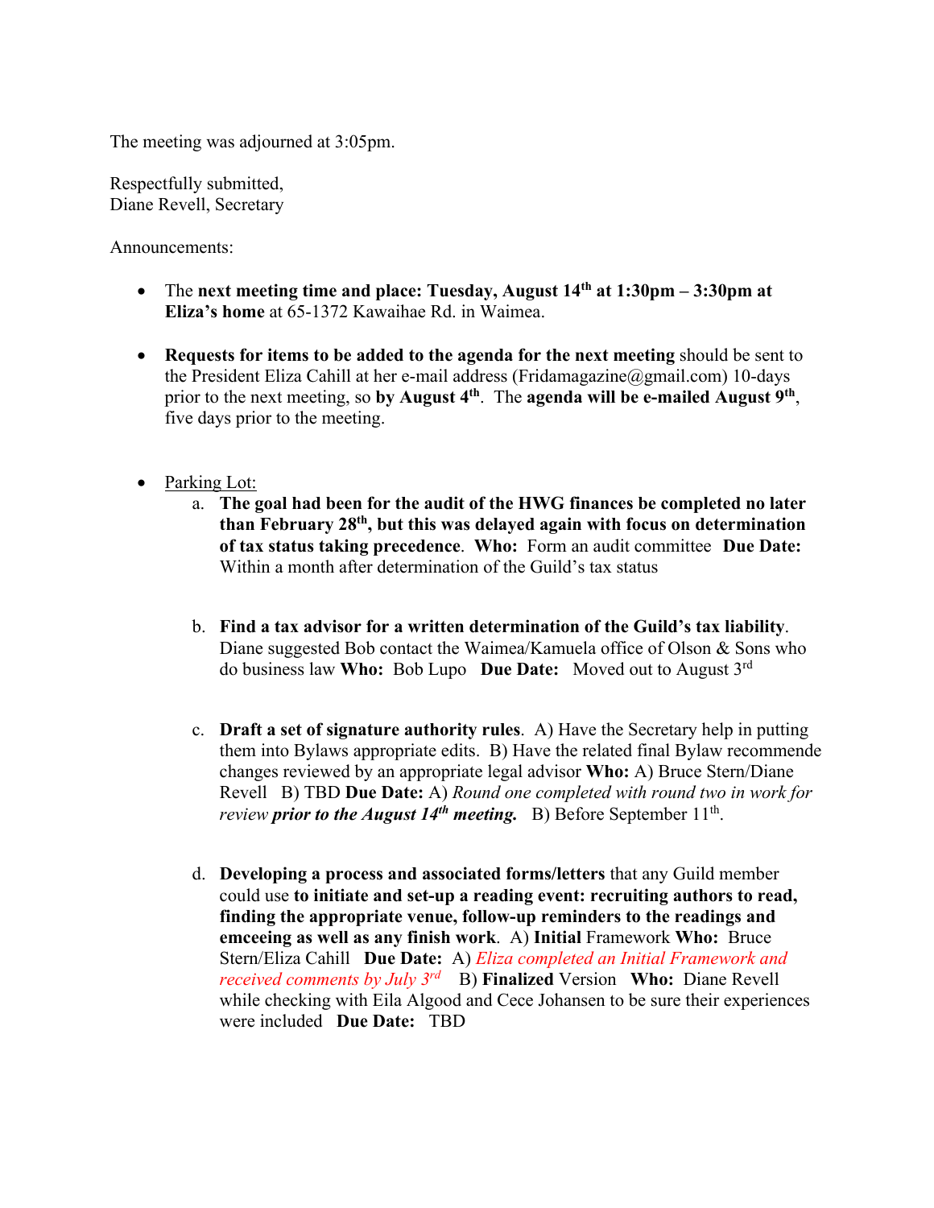The meeting was adjourned at 3:05pm.

Respectfully submitted,
Diane Revell, Secretary

Announcements:

- The **next meeting time and place: Tuesday, August 14th at 1:30pm – 3:30pm at Eliza's home** at 65-1372 Kawaihae Rd. in Waimea.

- **Requests for items to be added to the agenda for the next meeting** should be sent to the President Eliza Cahill at her e-mail address (Fridamagazine@gmail.com) 10-days prior to the next meeting, so **by August 4th**. The **agenda will be e-mailed August 9th**, five days prior to the meeting.

- Parking Lot:
  a. **The goal had been for the audit of the HWG finances be completed no later than February 28th, but this was delayed again with focus on determination of tax status taking precedence**. **Who:** Form an audit committee **Due Date:** Within a month after determination of the Guild's tax status

  b. **Find a tax advisor for a written determination of the Guild's tax liability**. Diane suggested Bob contact the Waimea/Kamuela office of Olson & Sons who do business law **Who:** Bob Lupo **Due Date:** Moved out to August 3rd

  c. **Draft a set of signature authority rules**. A) Have the Secretary help in putting them into Bylaws appropriate edits. B) Have the related final Bylaw recommende changes reviewed by an appropriate legal advisor **Who:** A) Bruce Stern/Diane Revell B) TBD **Due Date:** A) *Round one completed with round two in work for review **prior to the August 14th meeting.*** B) Before September 11th.

  d. **Developing a process and associated forms/letters** that any Guild member could use **to initiate and set-up a reading event: recruiting authors to read, finding the appropriate venue, follow-up reminders to the readings and emceeing as well as any finish work**. A) **Initial** Framework **Who:** Bruce Stern/Eliza Cahill **Due Date:** A) *Eliza completed an Initial Framework and received comments by July 3rd* B) **Finalized** Version **Who:** Diane Revell while checking with Eila Algood and Cece Johansen to be sure their experiences were included **Due Date:** TBD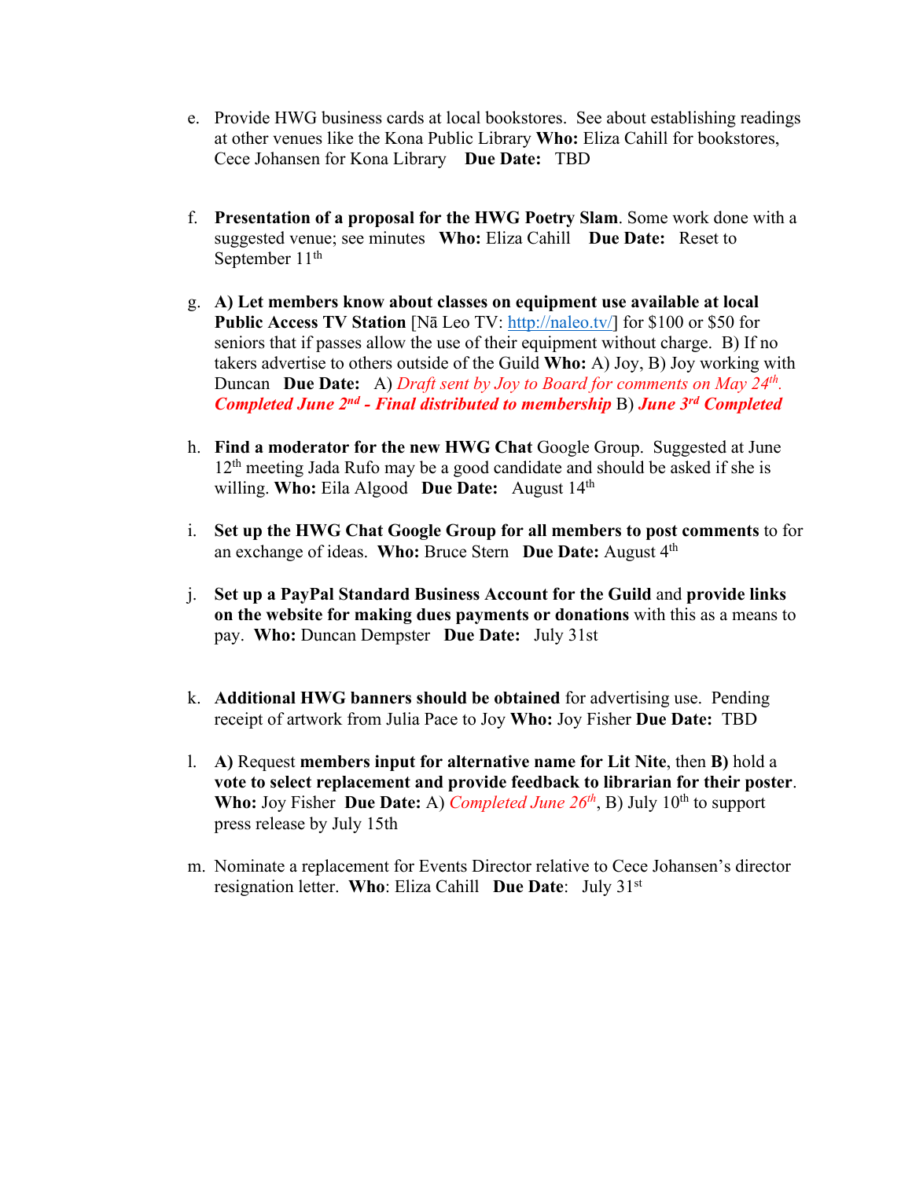e. Provide HWG business cards at local bookstores. See about establishing readings at other venues like the Kona Public Library **Who:** Eliza Cahill for bookstores, Cece Johansen for Kona Library **Due Date:** TBD

f. **Presentation of a proposal for the HWG Poetry Slam**. Some work done with a suggested venue; see minutes **Who:** Eliza Cahill **Due Date:** Reset to September 11th

g. **A) Let members know about classes on equipment use available at local Public Access TV Station** [Nā Leo TV: http://naleo.tv/] for $100 or $50 for seniors that if passes allow the use of their equipment without charge. B) If no takers advertise to others outside of the Guild **Who:** A) Joy, B) Joy working with Duncan **Due Date:** A) *Draft sent by Joy to Board for comments on May 24th.* ***Completed June 2nd - Final distributed to membership*** B) ***June 3rd Completed***

h. **Find a moderator for the new HWG Chat** Google Group. Suggested at June 12th meeting Jada Rufo may be a good candidate and should be asked if she is willing. **Who:** Eila Algood **Due Date:** August 14th

i. **Set up the HWG Chat Google Group for all members to post comments** to for an exchange of ideas. **Who:** Bruce Stern **Due Date:** August 4th

j. **Set up a PayPal Standard Business Account for the Guild** and **provide links on the website for making dues payments or donations** with this as a means to pay. **Who:** Duncan Dempster **Due Date:** July 31st

k. **Additional HWG banners should be obtained** for advertising use. Pending receipt of artwork from Julia Pace to Joy **Who:** Joy Fisher **Due Date:** TBD

l. **A)** Request **members input for alternative name for Lit Nite**, then **B)** hold a **vote to select replacement and provide feedback to librarian for their poster**. **Who:** Joy Fisher **Due Date:** A) *Completed June 26th*, B) July 10th to support press release by July 15th

m. Nominate a replacement for Events Director relative to Cece Johansen's director resignation letter. **Who**: Eliza Cahill **Due Date**: July 31st